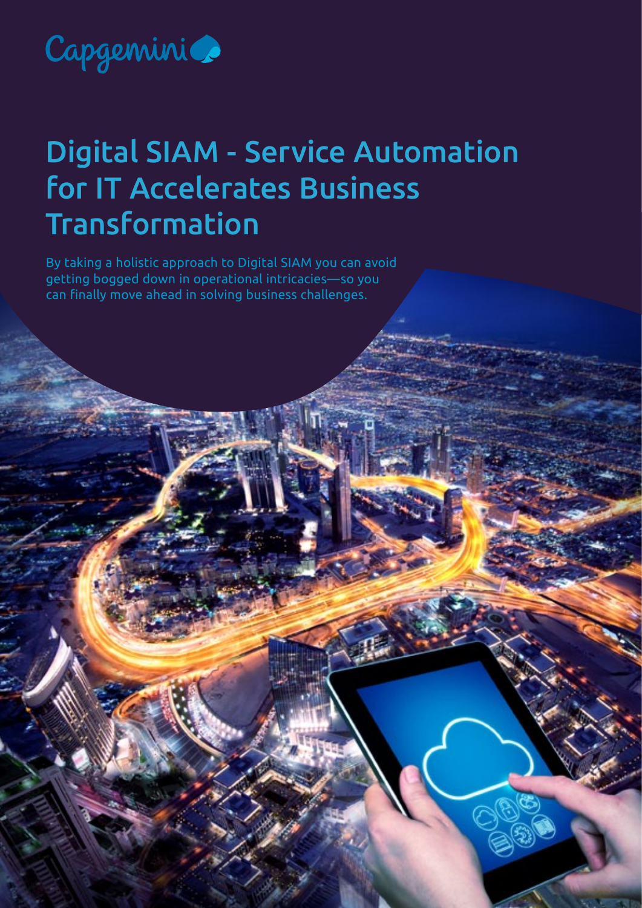Capgemini

# Digital SIAM - Service Automation for IT Accelerates Business Transformation

By taking a holistic approach to Digital SIAM you can avoid getting bogged down in operational intricacies—so you can finally move ahead in solving business challenges.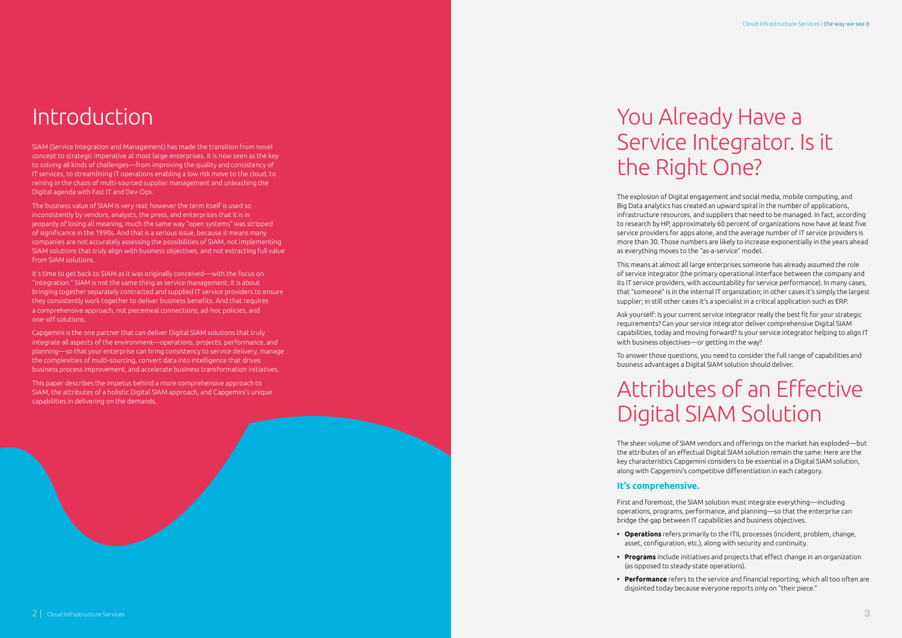# Introduction

SIAM (Service Integration and Management) has made the transition from novel concept to strategic imperative at most large enterprises. It is now seen as the key to solving all kinds of challenges—from improving the quality and consistency of IT services, to streamlining IT operations enabling a low risk move to the cloud, to reining in the chaos of multi-sourced supplier management and unleashing the Digital agenda with Fast IT and Dev-Ops.

The business value of SIAM is very real; however the term itself is used so inconsistently by vendors, analysts, the press, and enterprises that it is in jeopardy of losing all meaning, much the same way "open systems" was stripped of significance in the 1990s. And that is a serious issue, because it means many companies are not accurately assessing the possibilities of SIAM, not implementing SIAM solutions that truly align with business objectives, and not extracting full value from SIAM solutions.

It's time to get back to SIAM as it was originally conceived—with the focus on "integration." SIAM is not the same thing as service management; it is about bringing together separately contracted and supplied IT service providers to ensure they consistently work together to deliver business benefits. And that requires a comprehensive approach, not piecemeal connections, ad-hoc policies, and one-off solutions.

Capgemini is the one partner that can deliver Digital SIAM solutions that truly integrate all aspects of the environment—operations, projects, performance, and planning—so that your enterprise can bring consistency to service delivery, manage the complexities of multi-sourcing, convert data into intelligence that drives business process improvement, and accelerate business transformation initiatives.

This paper describes the impetus behind a more comprehensive approach to SIAM, the attributes of a holistic Digital SIAM approach, and Capgemini's unique capabilities in delivering on the demands.

# You Already Have a Service Integrator. Is it the Right One?

The explosion of Digital engagement and social media, mobile computing, and Big Data analytics has created an upward spiral in the number of applications, infrastructure resources, and suppliers that need to be managed. In fact, according to research by HP, approximately 60 percent of organizations now have at least five service providers for apps alone, and the average number of IT service providers is more than 30. Those numbers are likely to increase exponentially in the years ahead as everything moves to the "as-a-service" model.

This means at almost all large enterprises someone has already assumed the role of service integrator (the primary operational interface between the company and its IT service providers, with accountability for service performance). In many cases, that "someone" is in the internal IT organization; in other cases it's simply the largest supplier; in still other cases it's a specialist in a critical application such as ERP.

Ask yourself: Is your current service integrator really the best fit for your strategic requirements? Can your service integrator deliver comprehensive Digital SIAM capabilities, today and moving forward? Is your service integrator helping to align IT with business objectives—or getting in the way?

To answer those questions, you need to consider the full range of capabilities and business advantages a Digital SIAM solution should deliver.

# Attributes of an Effective Digital SIAM Solution

The sheer volume of SIAM vendors and offerings on the market has exploded—but the attributes of an effectual Digital SIAM solution remain the same. Here are the key characteristics Capgemini considers to be essential in a Digital SIAM solution, along with Capgemini's competitive differentiation in each category.

### It's comprehensive.

First and foremost, the SIAM solution must integrate everything—including operations, programs, performance, and planning—so that the enterprise can bridge the gap between IT capabilities and business objectives.

- **Operations** refers primarily to the ITIL processes (incident, problem, change, asset, configuration, etc.), along with security and continuity.
- **Programs** include initiatives and projects that effect change in an organization (as opposed to steady-state operations).
- **Performance** refers to the service and financial reporting, which all too often are disjointed today because everyone reports only on "their piece."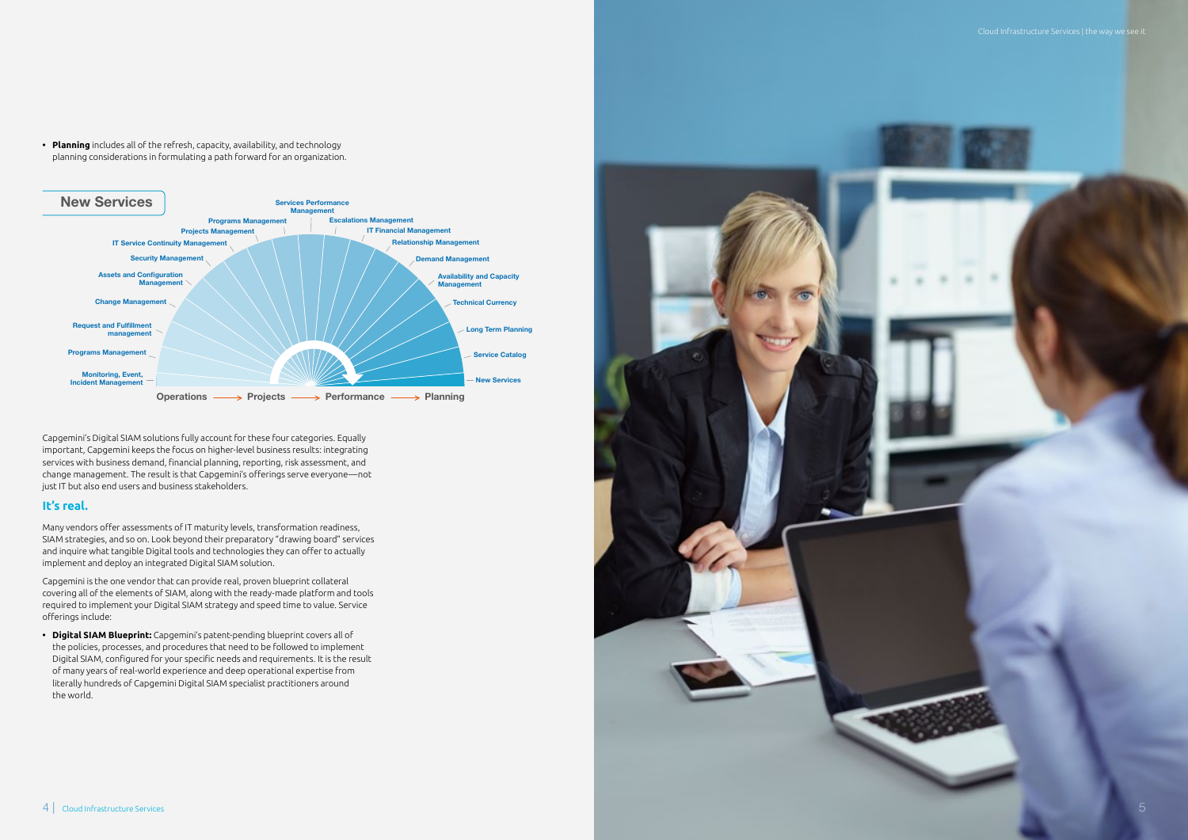- **Planning** includes all of the refresh, capacity, availability, and technology planning considerations in formulating a path forward for an organization.

New Services

Monitoring, Event, Incident Management — Programs Management — Request and Fulfillment management — Change Management — Assets and Configuration Management — Security Management — IT Service Continuity Management — Projects Management — Programs Management — Services Performance Management — Escalations Management — IT Financial Management — Relationship Management — Demand Management — Availability and Capacity Management — Technical Currency — Long Term Planning — Service Catalog — New Services

Operations ⟶ Projects ⟶ Performance ⟶ Planning

Capgemini's Digital SIAM solutions fully account for these four categories. Equally important, Capgemini keeps the focus on higher-level business results: integrating services with business demand, financial planning, reporting, risk assessment, and change management. The result is that Capgemini's offerings serve everyone—not just IT but also end users and business stakeholders.

## It's real.

Many vendors offer assessments of IT maturity levels, transformation readiness, SIAM strategies, and so on. Look beyond their preparatory "drawing board" services and inquire what tangible Digital tools and technologies they can offer to actually implement and deploy an integrated Digital SIAM solution.

Capgemini is the one vendor that can provide real, proven blueprint collateral covering all of the elements of SIAM, along with the ready-made platform and tools required to implement your Digital SIAM strategy and speed time to value. Service offerings include:

- **Digital SIAM Blueprint:** Capgemini's patent-pending blueprint covers all of the policies, processes, and procedures that need to be followed to implement Digital SIAM, configured for your specific needs and requirements. It is the result of many years of real-world experience and deep operational expertise from literally hundreds of Capgemini Digital SIAM specialist practitioners around the world.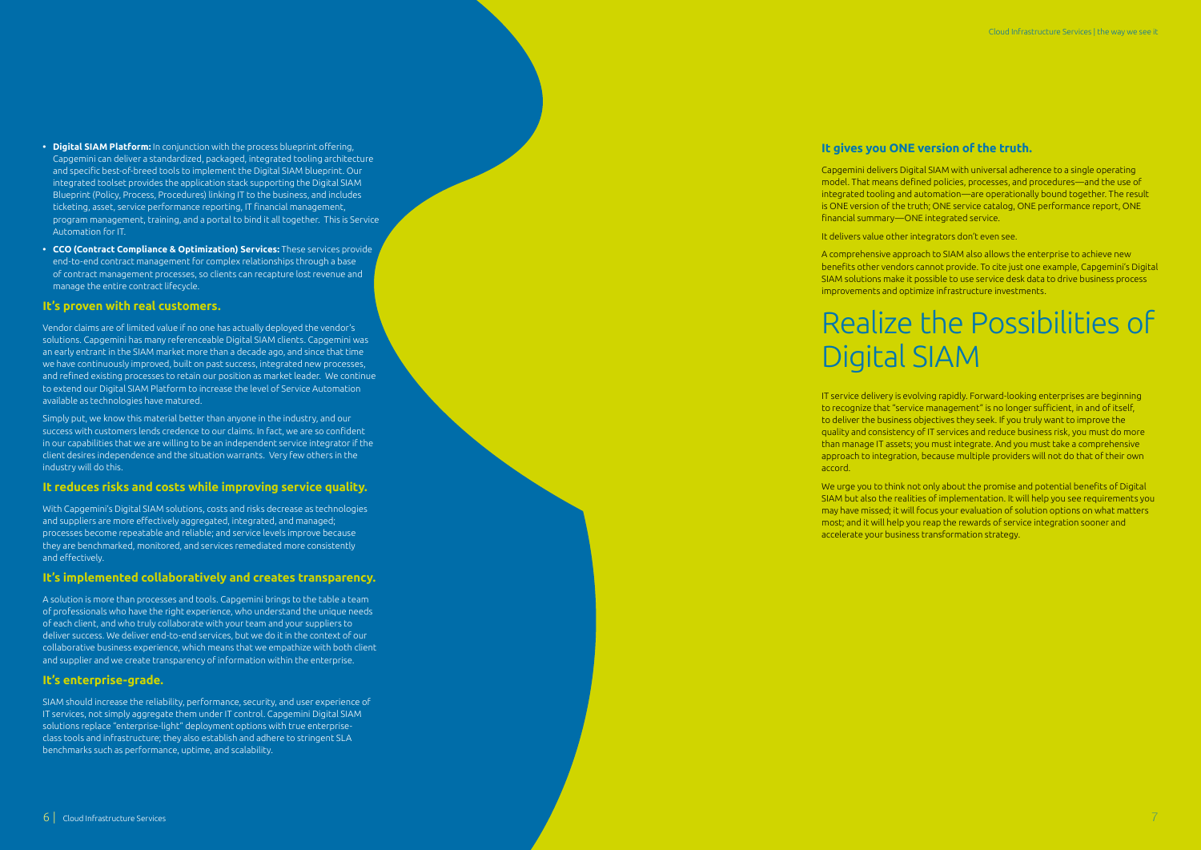- **Digital SIAM Platform:** In conjunction with the process blueprint offering, Capgemini can deliver a standardized, packaged, integrated tooling architecture and specific best-of-breed tools to implement the Digital SIAM blueprint. Our integrated toolset provides the application stack supporting the Digital SIAM Blueprint (Policy, Process, Procedures) linking IT to the business, and includes ticketing, asset, service performance reporting, IT financial management, program management, training, and a portal to bind it all together. This is Service Automation for IT.
- **CCO (Contract Compliance & Optimization) Services:** These services provide end-to-end contract management for complex relationships through a base of contract management processes, so clients can recapture lost revenue and manage the entire contract lifecycle.

### It's proven with real customers.

Vendor claims are of limited value if no one has actually deployed the vendor's solutions. Capgemini has many referenceable Digital SIAM clients. Capgemini was an early entrant in the SIAM market more than a decade ago, and since that time we have continuously improved, built on past success, integrated new processes, and refined existing processes to retain our position as market leader. We continue to extend our Digital SIAM Platform to increase the level of Service Automation available as technologies have matured.

Simply put, we know this material better than anyone in the industry, and our success with customers lends credence to our claims. In fact, we are so confident in our capabilities that we are willing to be an independent service integrator if the client desires independence and the situation warrants. Very few others in the industry will do this.

### It reduces risks and costs while improving service quality.

With Capgemini's Digital SIAM solutions, costs and risks decrease as technologies and suppliers are more effectively aggregated, integrated, and managed; processes become repeatable and reliable; and service levels improve because they are benchmarked, monitored, and services remediated more consistently and effectively.

### It's implemented collaboratively and creates transparency.

A solution is more than processes and tools. Capgemini brings to the table a team of professionals who have the right experience, who understand the unique needs of each client, and who truly collaborate with your team and your suppliers to deliver success. We deliver end-to-end services, but we do it in the context of our collaborative business experience, which means that we empathize with both client and supplier and we create transparency of information within the enterprise.

### It's enterprise-grade.

SIAM should increase the reliability, performance, security, and user experience of IT services, not simply aggregate them under IT control. Capgemini Digital SIAM solutions replace "enterprise-light" deployment options with true enterprise-class tools and infrastructure; they also establish and adhere to stringent SLA benchmarks such as performance, uptime, and scalability.

### It gives you ONE version of the truth.

Capgemini delivers Digital SIAM with universal adherence to a single operating model. That means defined policies, processes, and procedures—and the use of integrated tooling and automation—are operationally bound together. The result is ONE version of the truth; ONE service catalog, ONE performance report, ONE financial summary—ONE integrated service.

It delivers value other integrators don't even see.

A comprehensive approach to SIAM also allows the enterprise to achieve new benefits other vendors cannot provide. To cite just one example, Capgemini's Digital SIAM solutions make it possible to use service desk data to drive business process improvements and optimize infrastructure investments.

# Realize the Possibilities of Digital SIAM

IT service delivery is evolving rapidly. Forward-looking enterprises are beginning to recognize that "service management" is no longer sufficient, in and of itself, to deliver the business objectives they seek. If you truly want to improve the quality and consistency of IT services and reduce business risk, you must do more than manage IT assets; you must integrate. And you must take a comprehensive approach to integration, because multiple providers will not do that of their own accord.

We urge you to think not only about the promise and potential benefits of Digital SIAM but also the realities of implementation. It will help you see requirements you may have missed; it will focus your evaluation of solution options on what matters most; and it will help you reap the rewards of service integration sooner and accelerate your business transformation strategy.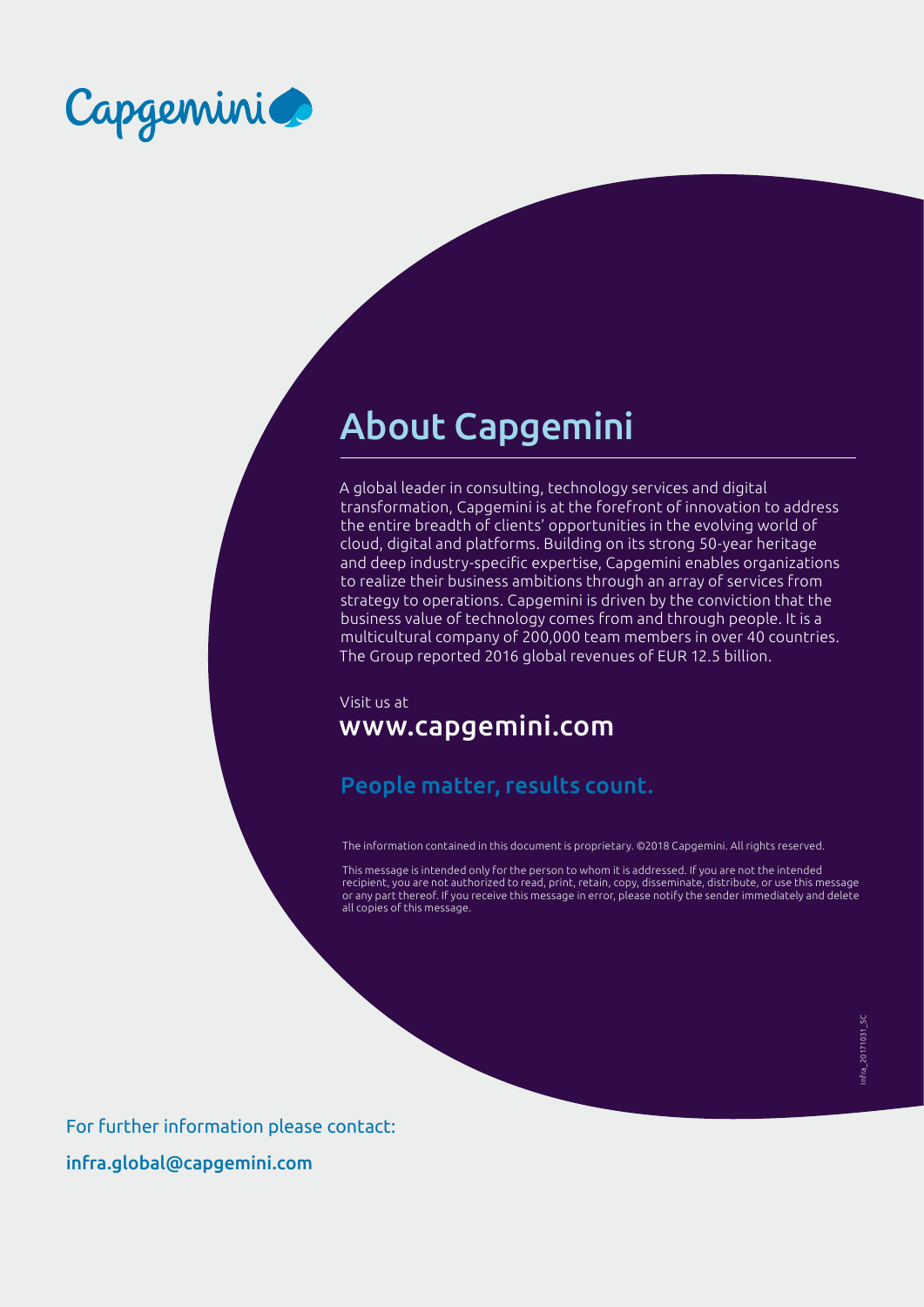Capgemini

# About Capgemini

A global leader in consulting, technology services and digital transformation, Capgemini is at the forefront of innovation to address the entire breadth of clients' opportunities in the evolving world of cloud, digital and platforms. Building on its strong 50-year heritage and deep industry-specific expertise, Capgemini enables organizations to realize their business ambitions through an array of services from strategy to operations. Capgemini is driven by the conviction that the business value of technology comes from and through people. It is a multicultural company of 200,000 team members in over 40 countries. The Group reported 2016 global revenues of EUR 12.5 billion.

Visit us at

**www.capgemini.com**

## People matter, results count.

The information contained in this document is proprietary. ©2018 Capgemini. All rights reserved.

This message is intended only for the person to whom it is addressed. If you are not the intended recipient, you are not authorized to read, print, retain, copy, disseminate, distribute, or use this message or any part thereof. If you receive this message in error, please notify the sender immediately and delete all copies of this message.

Infra_20171031_SC

For further information please contact:

infra.global@capgemini.com